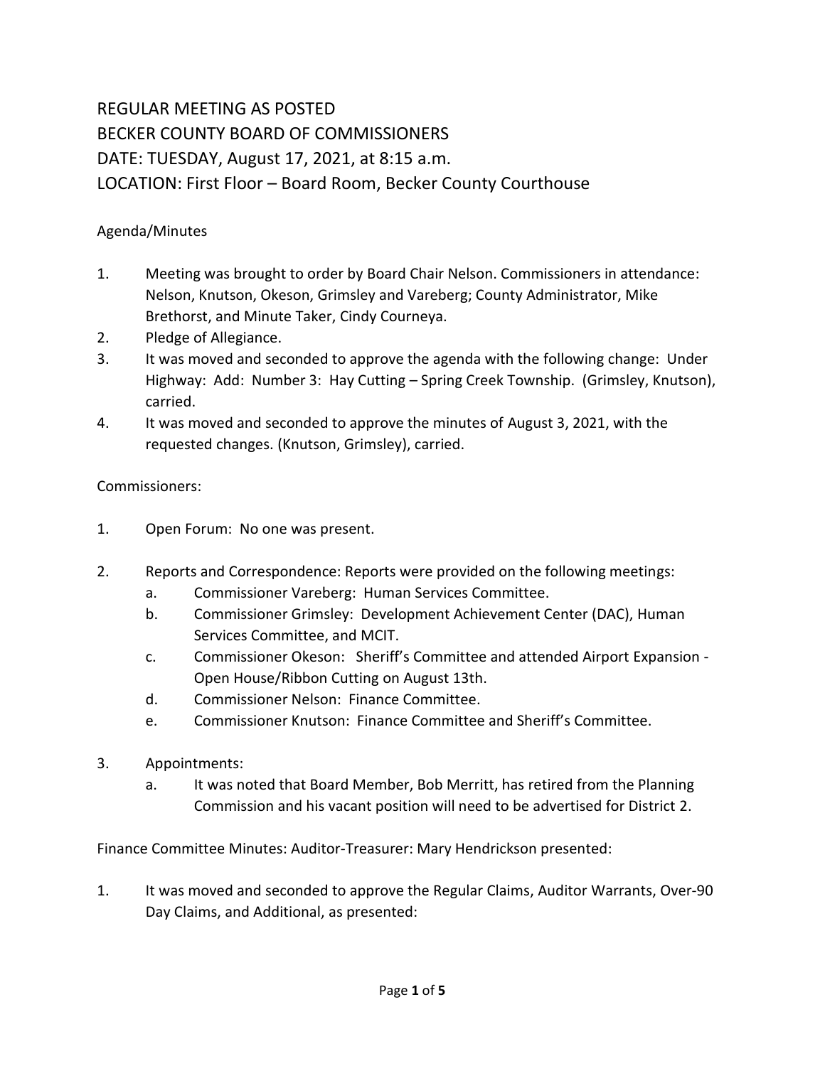# REGULAR MEETING AS POSTED
# BECKER COUNTY BOARD OF COMMISSIONERS
# DATE: TUESDAY, August 17, 2021, at 8:15 a.m.
# LOCATION: First Floor – Board Room, Becker County Courthouse

Agenda/Minutes

1. Meeting was brought to order by Board Chair Nelson. Commissioners in attendance: Nelson, Knutson, Okeson, Grimsley and Vareberg; County Administrator, Mike Brethorst, and Minute Taker, Cindy Courneya.
2. Pledge of Allegiance.
3. It was moved and seconded to approve the agenda with the following change: Under Highway: Add: Number 3: Hay Cutting – Spring Creek Township. (Grimsley, Knutson), carried.
4. It was moved and seconded to approve the minutes of August 3, 2021, with the requested changes. (Knutson, Grimsley), carried.

Commissioners:

1. Open Forum: No one was present.

2. Reports and Correspondence: Reports were provided on the following meetings:
   a. Commissioner Vareberg: Human Services Committee.
   b. Commissioner Grimsley: Development Achievement Center (DAC), Human Services Committee, and MCIT.
   c. Commissioner Okeson: Sheriff's Committee and attended Airport Expansion - Open House/Ribbon Cutting on August 13th.
   d. Commissioner Nelson: Finance Committee.
   e. Commissioner Knutson: Finance Committee and Sheriff's Committee.

3. Appointments:
   a. It was noted that Board Member, Bob Merritt, has retired from the Planning Commission and his vacant position will need to be advertised for District 2.

Finance Committee Minutes: Auditor-Treasurer: Mary Hendrickson presented:

1. It was moved and seconded to approve the Regular Claims, Auditor Warrants, Over-90 Day Claims, and Additional, as presented: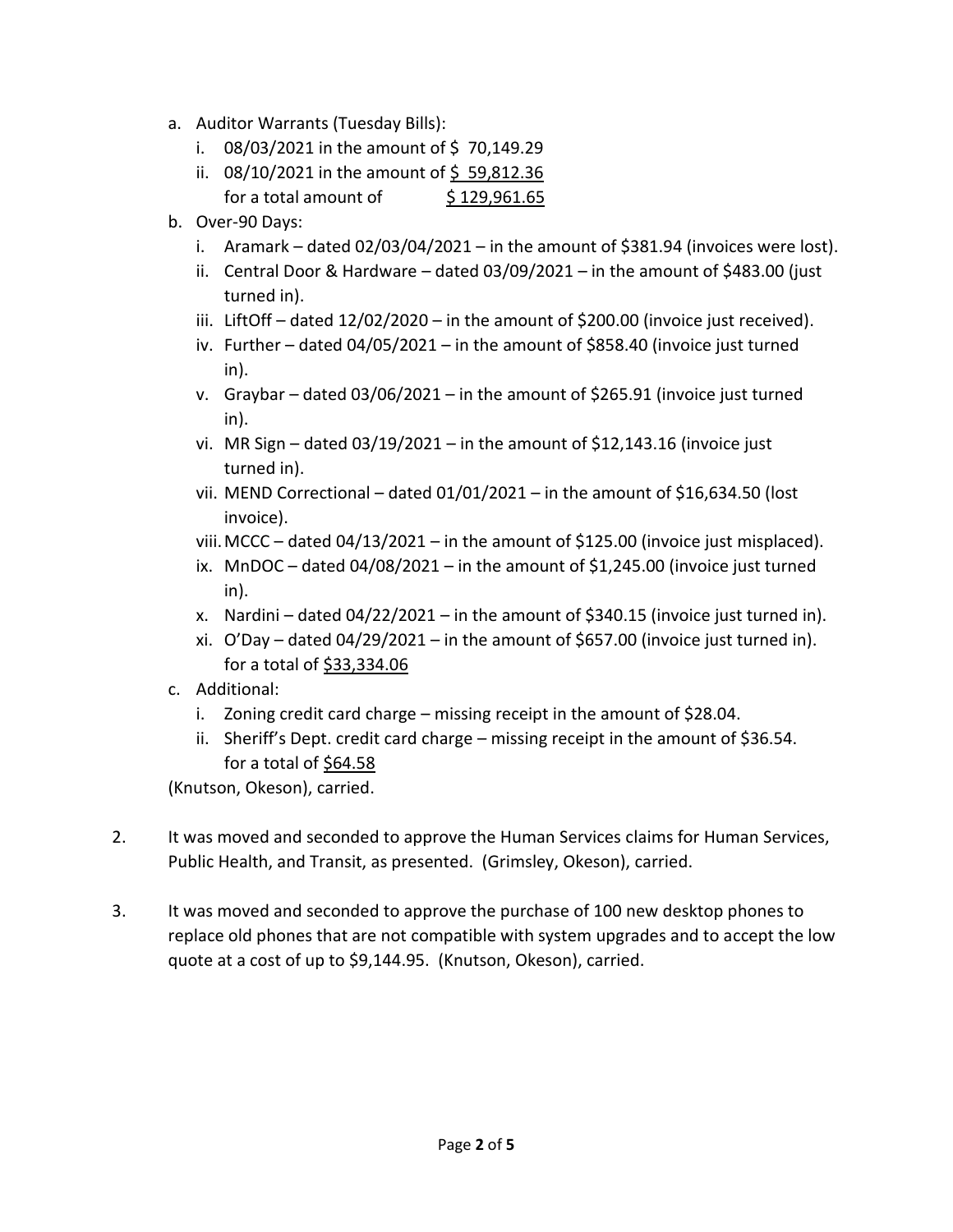a. Auditor Warrants (Tuesday Bills):
   i. 08/03/2021 in the amount of $ 70,149.29
   ii. 08/10/2021 in the amount of $ 59,812.36
   for a total amount of $ 129,961.65
b. Over-90 Days:
   i. Aramark – dated 02/03/04/2021 – in the amount of $381.94 (invoices were lost).
   ii. Central Door & Hardware – dated 03/09/2021 – in the amount of $483.00 (just turned in).
   iii. LiftOff – dated 12/02/2020 – in the amount of $200.00 (invoice just received).
   iv. Further – dated 04/05/2021 – in the amount of $858.40 (invoice just turned in).
   v. Graybar – dated 03/06/2021 – in the amount of $265.91 (invoice just turned in).
   vi. MR Sign – dated 03/19/2021 – in the amount of $12,143.16 (invoice just turned in).
   vii. MEND Correctional – dated 01/01/2021 – in the amount of $16,634.50 (lost invoice).
   viii. MCCC – dated 04/13/2021 – in the amount of $125.00 (invoice just misplaced).
   ix. MnDOC – dated 04/08/2021 – in the amount of $1,245.00 (invoice just turned in).
   x. Nardini – dated 04/22/2021 – in the amount of $340.15 (invoice just turned in).
   xi. O'Day – dated 04/29/2021 – in the amount of $657.00 (invoice just turned in).
   for a total of $33,334.06
c. Additional:
   i. Zoning credit card charge – missing receipt in the amount of $28.04.
   ii. Sheriff's Dept. credit card charge – missing receipt in the amount of $36.54.
   for a total of $64.58

(Knutson, Okeson), carried.

2. It was moved and seconded to approve the Human Services claims for Human Services, Public Health, and Transit, as presented. (Grimsley, Okeson), carried.

3. It was moved and seconded to approve the purchase of 100 new desktop phones to replace old phones that are not compatible with system upgrades and to accept the low quote at a cost of up to $9,144.95. (Knutson, Okeson), carried.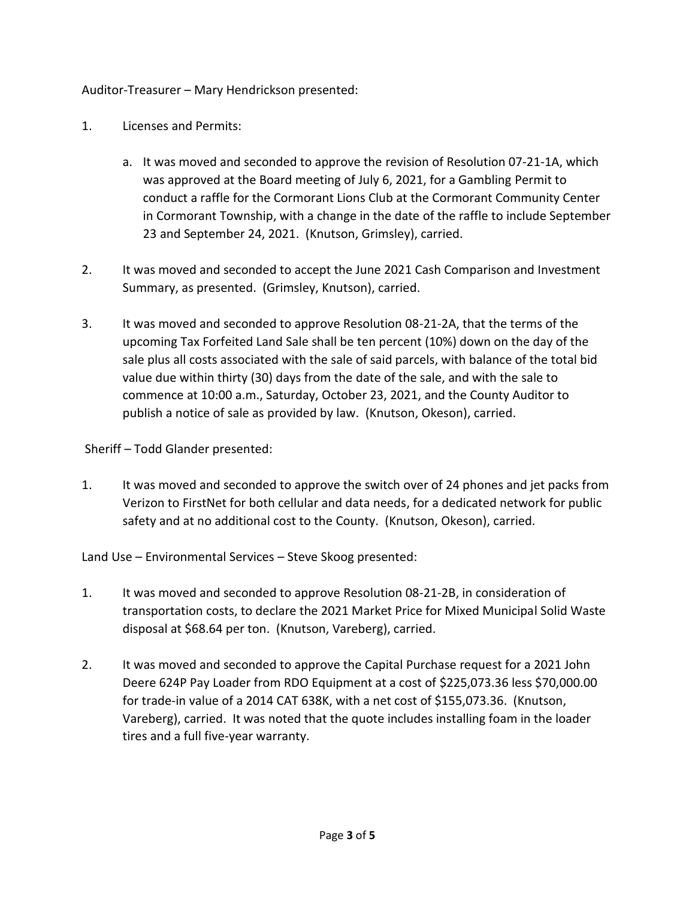Auditor-Treasurer – Mary Hendrickson presented:

1. Licenses and Permits:

   a. It was moved and seconded to approve the revision of Resolution 07-21-1A, which was approved at the Board meeting of July 6, 2021, for a Gambling Permit to conduct a raffle for the Cormorant Lions Club at the Cormorant Community Center in Cormorant Township, with a change in the date of the raffle to include September 23 and September 24, 2021. (Knutson, Grimsley), carried.

2. It was moved and seconded to accept the June 2021 Cash Comparison and Investment Summary, as presented. (Grimsley, Knutson), carried.

3. It was moved and seconded to approve Resolution 08-21-2A, that the terms of the upcoming Tax Forfeited Land Sale shall be ten percent (10%) down on the day of the sale plus all costs associated with the sale of said parcels, with balance of the total bid value due within thirty (30) days from the date of the sale, and with the sale to commence at 10:00 a.m., Saturday, October 23, 2021, and the County Auditor to publish a notice of sale as provided by law. (Knutson, Okeson), carried.

Sheriff – Todd Glander presented:

1. It was moved and seconded to approve the switch over of 24 phones and jet packs from Verizon to FirstNet for both cellular and data needs, for a dedicated network for public safety and at no additional cost to the County. (Knutson, Okeson), carried.

Land Use – Environmental Services – Steve Skoog presented:

1. It was moved and seconded to approve Resolution 08-21-2B, in consideration of transportation costs, to declare the 2021 Market Price for Mixed Municipal Solid Waste disposal at $68.64 per ton. (Knutson, Vareberg), carried.

2. It was moved and seconded to approve the Capital Purchase request for a 2021 John Deere 624P Pay Loader from RDO Equipment at a cost of $225,073.36 less $70,000.00 for trade-in value of a 2014 CAT 638K, with a net cost of $155,073.36. (Knutson, Vareberg), carried. It was noted that the quote includes installing foam in the loader tires and a full five-year warranty.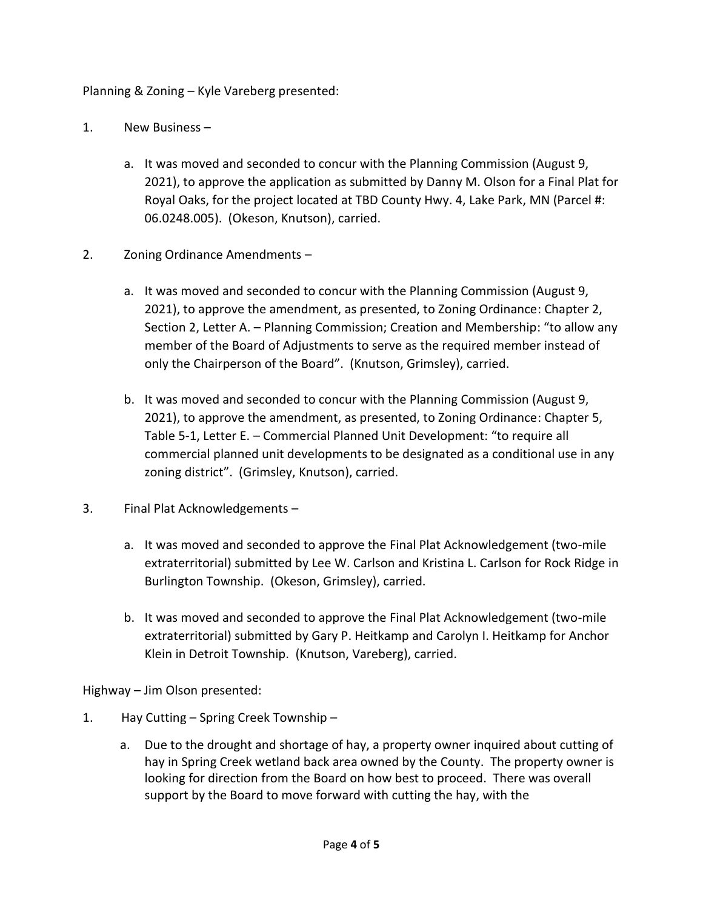Planning & Zoning – Kyle Vareberg presented:

1. New Business –

    a. It was moved and seconded to concur with the Planning Commission (August 9, 2021), to approve the application as submitted by Danny M. Olson for a Final Plat for Royal Oaks, for the project located at TBD County Hwy. 4, Lake Park, MN (Parcel #: 06.0248.005). (Okeson, Knutson), carried.

2. Zoning Ordinance Amendments –

    a. It was moved and seconded to concur with the Planning Commission (August 9, 2021), to approve the amendment, as presented, to Zoning Ordinance: Chapter 2, Section 2, Letter A. – Planning Commission; Creation and Membership: "to allow any member of the Board of Adjustments to serve as the required member instead of only the Chairperson of the Board". (Knutson, Grimsley), carried.

    b. It was moved and seconded to concur with the Planning Commission (August 9, 2021), to approve the amendment, as presented, to Zoning Ordinance: Chapter 5, Table 5-1, Letter E. – Commercial Planned Unit Development: "to require all commercial planned unit developments to be designated as a conditional use in any zoning district". (Grimsley, Knutson), carried.

3. Final Plat Acknowledgements –

    a. It was moved and seconded to approve the Final Plat Acknowledgement (two-mile extraterritorial) submitted by Lee W. Carlson and Kristina L. Carlson for Rock Ridge in Burlington Township. (Okeson, Grimsley), carried.

    b. It was moved and seconded to approve the Final Plat Acknowledgement (two-mile extraterritorial) submitted by Gary P. Heitkamp and Carolyn I. Heitkamp for Anchor Klein in Detroit Township. (Knutson, Vareberg), carried.

Highway – Jim Olson presented:

1. Hay Cutting – Spring Creek Township –

    a. Due to the drought and shortage of hay, a property owner inquired about cutting of hay in Spring Creek wetland back area owned by the County. The property owner is looking for direction from the Board on how best to proceed. There was overall support by the Board to move forward with cutting the hay, with the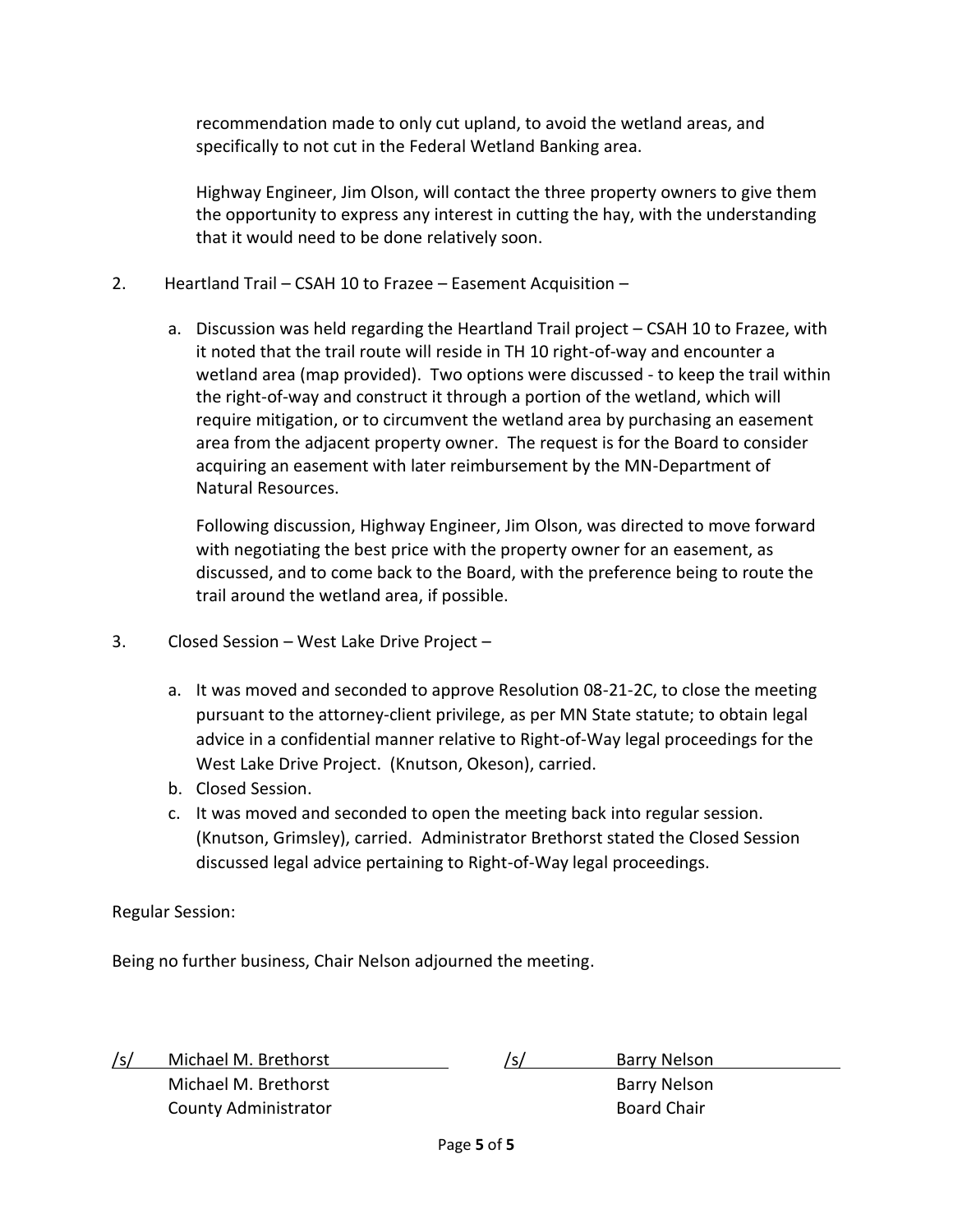recommendation made to only cut upland, to avoid the wetland areas, and specifically to not cut in the Federal Wetland Banking area.

Highway Engineer, Jim Olson, will contact the three property owners to give them the opportunity to express any interest in cutting the hay, with the understanding that it would need to be done relatively soon.

2. Heartland Trail – CSAH 10 to Frazee – Easement Acquisition –

   a. Discussion was held regarding the Heartland Trail project – CSAH 10 to Frazee, with it noted that the trail route will reside in TH 10 right-of-way and encounter a wetland area (map provided). Two options were discussed - to keep the trail within the right-of-way and construct it through a portion of the wetland, which will require mitigation, or to circumvent the wetland area by purchasing an easement area from the adjacent property owner. The request is for the Board to consider acquiring an easement with later reimbursement by the MN-Department of Natural Resources.

      Following discussion, Highway Engineer, Jim Olson, was directed to move forward with negotiating the best price with the property owner for an easement, as discussed, and to come back to the Board, with the preference being to route the trail around the wetland area, if possible.

3. Closed Session – West Lake Drive Project –

   a. It was moved and seconded to approve Resolution 08-21-2C, to close the meeting pursuant to the attorney-client privilege, as per MN State statute; to obtain legal advice in a confidential manner relative to Right-of-Way legal proceedings for the West Lake Drive Project. (Knutson, Okeson), carried.
   b. Closed Session.
   c. It was moved and seconded to open the meeting back into regular session. (Knutson, Grimsley), carried. Administrator Brethorst stated the Closed Session discussed legal advice pertaining to Right-of-Way legal proceedings.

Regular Session:

Being no further business, Chair Nelson adjourned the meeting.

| | |
|---|---|
| /s/ Michael M. Brethorst | /s/ Barry Nelson |
| Michael M. Brethorst | Barry Nelson |
| County Administrator | Board Chair |